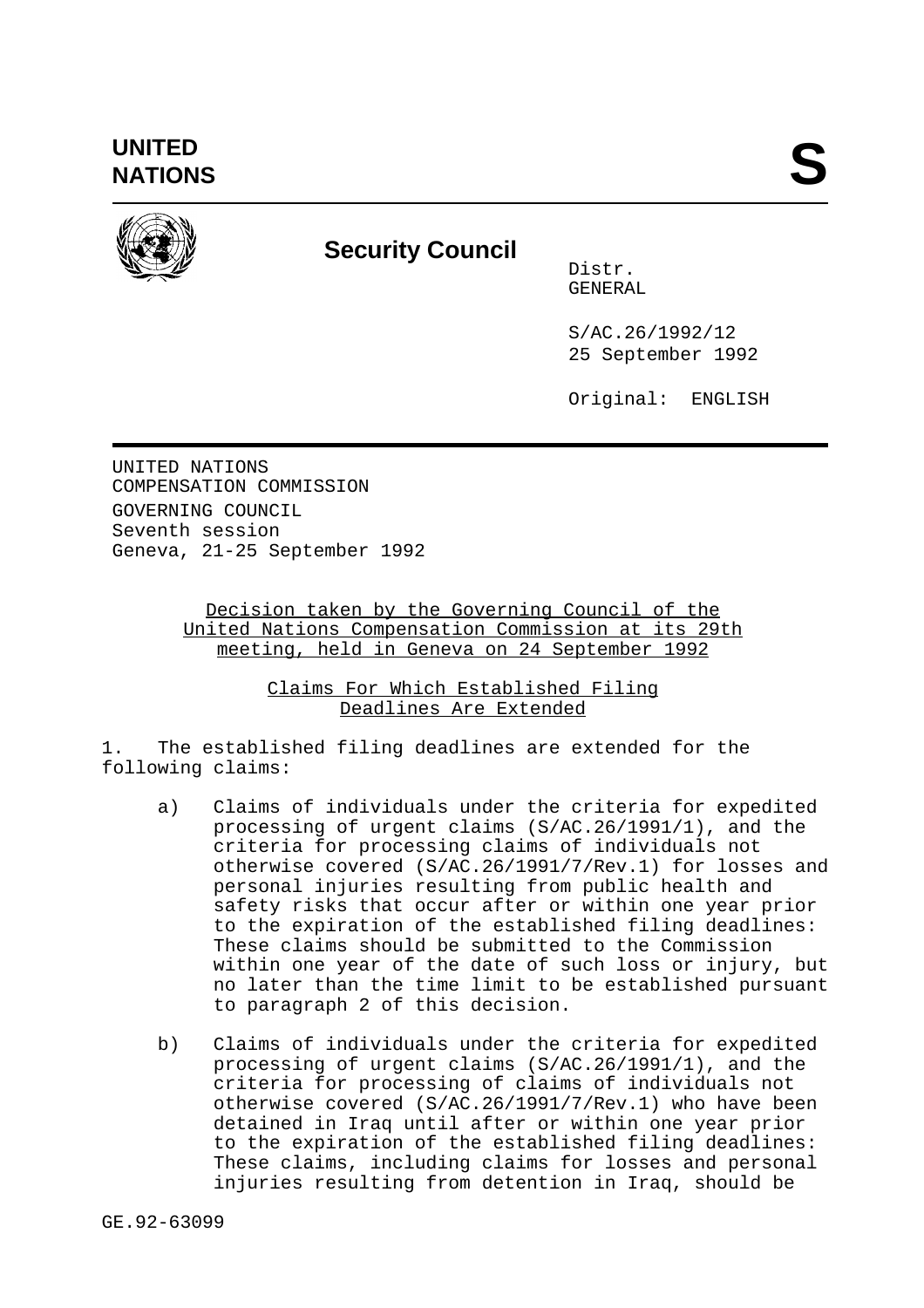**UNITED NATIONS** **S**

**Security Council**

Distr.
GENERAL

S/AC.26/1992/12
25 September 1992

Original: ENGLISH

UNITED NATIONS
COMPENSATION COMMISSION

GOVERNING COUNCIL
Seventh session
Geneva, 21-25 September 1992

Decision taken by the Governing Council of the United Nations Compensation Commission at its 29th meeting, held in Geneva on 24 September 1992

Claims For Which Established Filing Deadlines Are Extended

1. The established filing deadlines are extended for the following claims:

a) Claims of individuals under the criteria for expedited processing of urgent claims (S/AC.26/1991/1), and the criteria for processing claims of individuals not otherwise covered (S/AC.26/1991/7/Rev.1) for losses and personal injuries resulting from public health and safety risks that occur after or within one year prior to the expiration of the established filing deadlines: These claims should be submitted to the Commission within one year of the date of such loss or injury, but no later than the time limit to be established pursuant to paragraph 2 of this decision.

b) Claims of individuals under the criteria for expedited processing of urgent claims (S/AC.26/1991/1), and the criteria for processing of claims of individuals not otherwise covered (S/AC.26/1991/7/Rev.1) who have been detained in Iraq until after or within one year prior to the expiration of the established filing deadlines: These claims, including claims for losses and personal injuries resulting from detention in Iraq, should be

GE.92-63099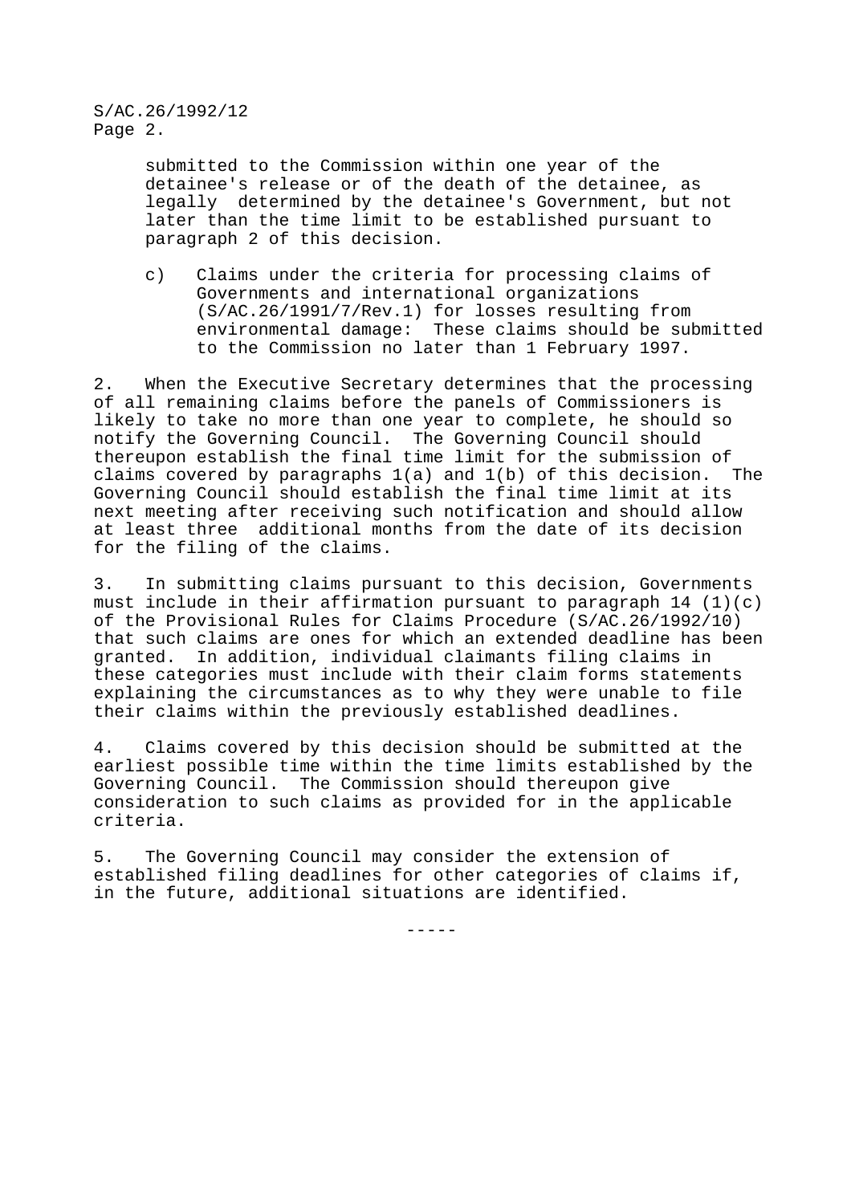submitted to the Commission within one year of the detainee's release or of the death of the detainee, as legally determined by the detainee's Government, but not later than the time limit to be established pursuant to paragraph 2 of this decision.

c) Claims under the criteria for processing claims of Governments and international organizations (S/AC.26/1991/7/Rev.1) for losses resulting from environmental damage: These claims should be submitted to the Commission no later than 1 February 1997.

2. When the Executive Secretary determines that the processing of all remaining claims before the panels of Commissioners is likely to take no more than one year to complete, he should so notify the Governing Council. The Governing Council should thereupon establish the final time limit for the submission of claims covered by paragraphs 1(a) and 1(b) of this decision. The Governing Council should establish the final time limit at its next meeting after receiving such notification and should allow at least three additional months from the date of its decision for the filing of the claims.

3. In submitting claims pursuant to this decision, Governments must include in their affirmation pursuant to paragraph 14 (1)(c) of the Provisional Rules for Claims Procedure (S/AC.26/1992/10) that such claims are ones for which an extended deadline has been granted. In addition, individual claimants filing claims in these categories must include with their claim forms statements explaining the circumstances as to why they were unable to file their claims within the previously established deadlines.

4. Claims covered by this decision should be submitted at the earliest possible time within the time limits established by the Governing Council. The Commission should thereupon give consideration to such claims as provided for in the applicable criteria.

5. The Governing Council may consider the extension of established filing deadlines for other categories of claims if, in the future, additional situations are identified.

-----